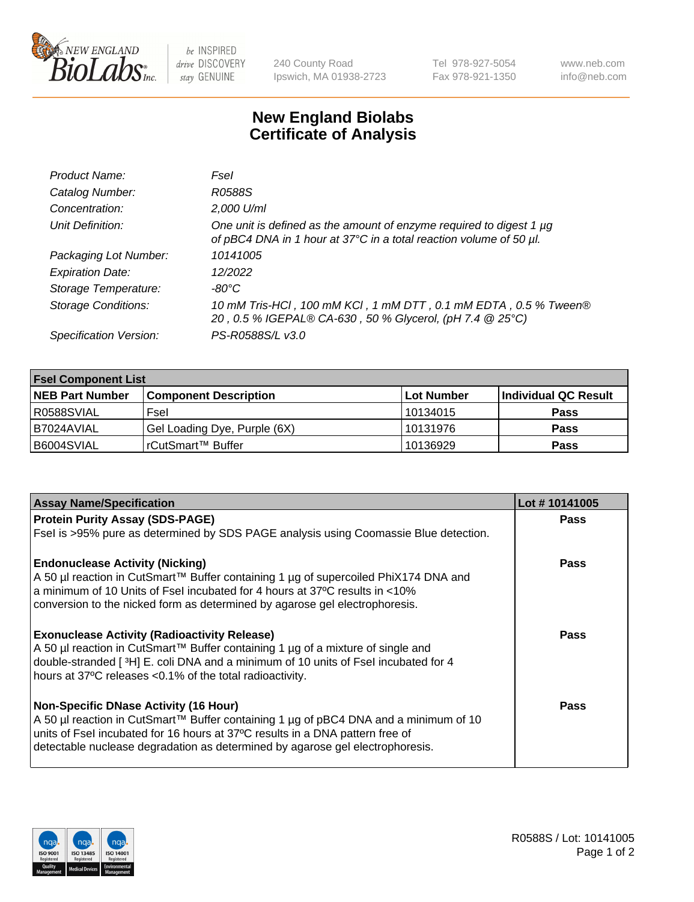# New England Biolabs Certificate of Analysis

| | |
|---|---|
| *Product Name:* | *FseI* |
| *Catalog Number:* | *R0588S* |
| *Concentration:* | *2,000 U/ml* |
| *Unit Definition:* | *One unit is defined as the amount of enzyme required to digest 1 µg of pBC4 DNA in 1 hour at 37°C in a total reaction volume of 50 µl.* |
| *Packaging Lot Number:* | *10141005* |
| *Expiration Date:* | *12/2022* |
| *Storage Temperature:* | *-80°C* |
| *Storage Conditions:* | *10 mM Tris-HCl , 100 mM KCl , 1 mM DTT , 0.1 mM EDTA , 0.5 % Tween® 20 , 0.5 % IGEPAL® CA-630 , 50 % Glycerol, (pH 7.4 @ 25°C)* |
| *Specification Version:* | *PS-R0588S/L v3.0* |

| FseI Component List | | | |
|---|---|---|---|
| **NEB Part Number** | **Component Description** | **Lot Number** | **Individual QC Result** |
| R0588SVIAL | FseI | 10134015 | **Pass** |
| B7024AVIAL | Gel Loading Dye, Purple (6X) | 10131976 | **Pass** |
| B6004SVIAL | rCutSmart™ Buffer | 10136929 | **Pass** |

| Assay Name/Specification | Lot # 10141005 |
|---|---|
| **Protein Purity Assay (SDS-PAGE)**<br>FseI is >95% pure as determined by SDS PAGE analysis using Coomassie Blue detection. | **Pass** |
| **Endonuclease Activity (Nicking)**<br>A 50 µl reaction in CutSmart™ Buffer containing 1 µg of supercoiled PhiX174 DNA and a minimum of 10 Units of FseI incubated for 4 hours at 37ºC results in <10% conversion to the nicked form as determined by agarose gel electrophoresis. | **Pass** |
| **Exonuclease Activity (Radioactivity Release)**<br>A 50 µl reaction in CutSmart™ Buffer containing 1 µg of a mixture of single and double-stranded [ $^3$H] E. coli DNA and a minimum of 10 units of FseI incubated for 4 hours at 37ºC releases <0.1% of the total radioactivity. | **Pass** |
| **Non-Specific DNase Activity (16 Hour)**<br>A 50 µl reaction in CutSmart™ Buffer containing 1 µg of pBC4 DNA and a minimum of 10 units of FseI incubated for 16 hours at 37ºC results in a DNA pattern free of detectable nuclease degradation as determined by agarose gel electrophoresis. | **Pass** |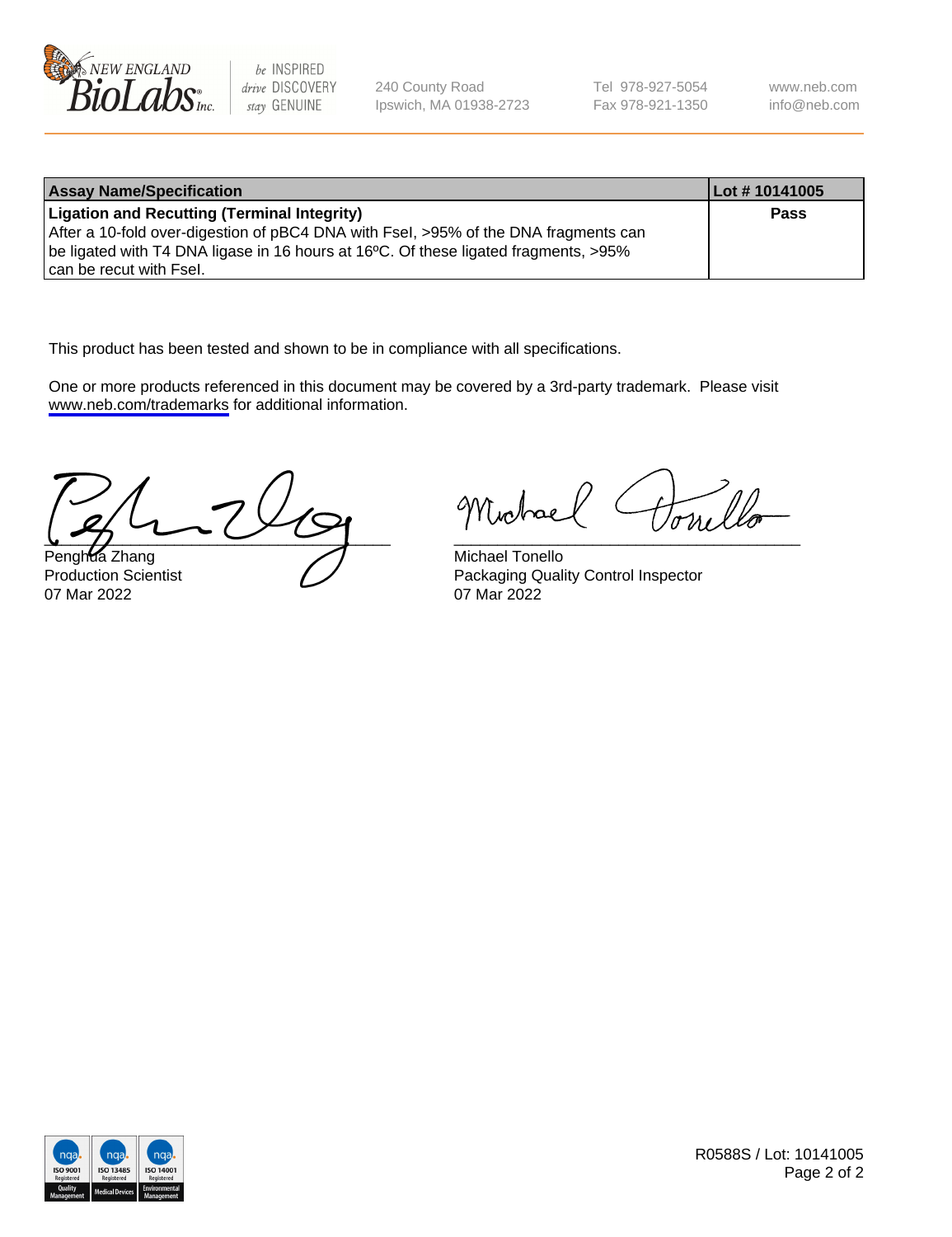| Assay Name/Specification | Lot # 10141005 |
| --- | --- |
| **Ligation and Recutting (Terminal Integrity)** After a 10-fold over-digestion of pBC4 DNA with FseI, >95% of the DNA fragments can be ligated with T4 DNA ligase in 16 hours at 16ºC. Of these ligated fragments, >95% can be recut with FseI. | **Pass** |

This product has been tested and shown to be in compliance with all specifications.

One or more products referenced in this document may be covered by a 3rd-party trademark. Please visit www.neb.com/trademarks for additional information.

Penghua Zhang
Production Scientist
07 Mar 2022

Michael Tonello
Packaging Quality Control Inspector
07 Mar 2022

R0588S / Lot: 10141005